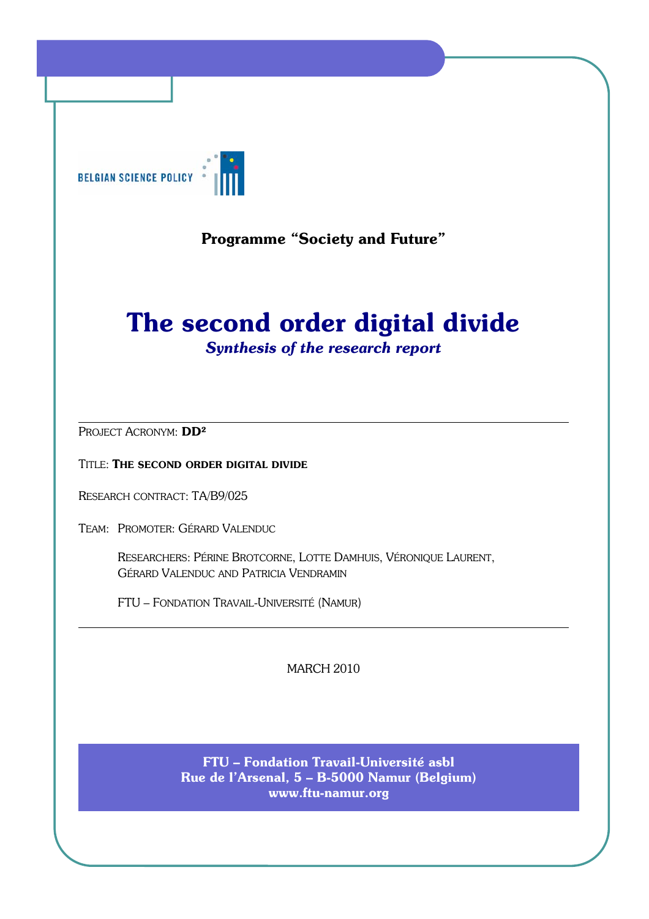BELGIAN SCIENCE POLICY

**Programme "Society and Future"**

# The second order digital divide

***Synthesis of the research report***

---

PROJECT ACRONYM: **DD²**

TITLE: **THE SECOND ORDER DIGITAL DIVIDE**

RESEARCH CONTRACT: TA/B9/025

TEAM: PROMOTER: GÉRARD VALENDUC

RESEARCHERS: PÉRINE BROTCORNE, LOTTE DAMHUIS, VÉRONIQUE LAURENT, GÉRARD VALENDUC AND PATRICIA VENDRAMIN

FTU – FONDATION TRAVAIL-UNIVERSITÉ (NAMUR)

---

MARCH 2010

**FTU – Fondation Travail-Université asbl**
**Rue de l'Arsenal, 5 – B-5000 Namur (Belgium)**
**www.ftu-namur.org**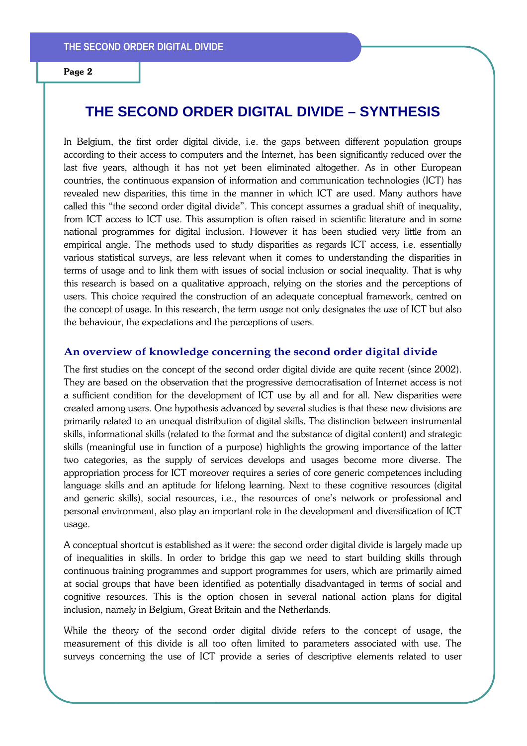# THE SECOND ORDER DIGITAL DIVIDE – SYNTHESIS

In Belgium, the first order digital divide, i.e. the gaps between different population groups according to their access to computers and the Internet, has been significantly reduced over the last five years, although it has not yet been eliminated altogether. As in other European countries, the continuous expansion of information and communication technologies (ICT) has revealed new disparities, this time in the manner in which ICT are used. Many authors have called this "the second order digital divide". This concept assumes a gradual shift of inequality, from ICT access to ICT use. This assumption is often raised in scientific literature and in some national programmes for digital inclusion. However it has been studied very little from an empirical angle. The methods used to study disparities as regards ICT access, i.e. essentially various statistical surveys, are less relevant when it comes to understanding the disparities in terms of usage and to link them with issues of social inclusion or social inequality. That is why this research is based on a qualitative approach, relying on the stories and the perceptions of users. This choice required the construction of an adequate conceptual framework, centred on the concept of usage. In this research, the term *usage* not only designates the *use* of ICT but also the behaviour, the expectations and the perceptions of users.

## An overview of knowledge concerning the second order digital divide

The first studies on the concept of the second order digital divide are quite recent (since 2002). They are based on the observation that the progressive democratisation of Internet access is not a sufficient condition for the development of ICT use by all and for all. New disparities were created among users. One hypothesis advanced by several studies is that these new divisions are primarily related to an unequal distribution of digital skills. The distinction between instrumental skills, informational skills (related to the format and the substance of digital content) and strategic skills (meaningful use in function of a purpose) highlights the growing importance of the latter two categories, as the supply of services develops and usages become more diverse. The appropriation process for ICT moreover requires a series of core generic competences including language skills and an aptitude for lifelong learning. Next to these cognitive resources (digital and generic skills), social resources, i.e., the resources of one's network or professional and personal environment, also play an important role in the development and diversification of ICT usage.

A conceptual shortcut is established as it were: the second order digital divide is largely made up of inequalities in skills. In order to bridge this gap we need to start building skills through continuous training programmes and support programmes for users, which are primarily aimed at social groups that have been identified as potentially disadvantaged in terms of social and cognitive resources. This is the option chosen in several national action plans for digital inclusion, namely in Belgium, Great Britain and the Netherlands.

While the theory of the second order digital divide refers to the concept of usage, the measurement of this divide is all too often limited to parameters associated with use. The surveys concerning the use of ICT provide a series of descriptive elements related to user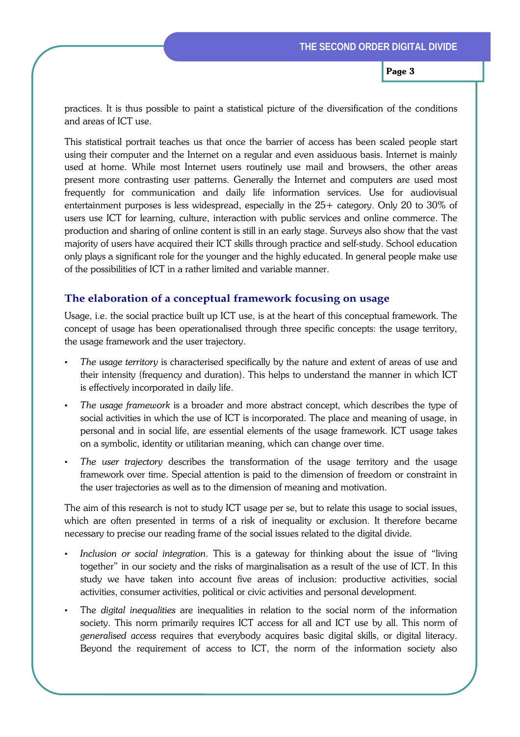practices. It is thus possible to paint a statistical picture of the diversification of the conditions and areas of ICT use.

This statistical portrait teaches us that once the barrier of access has been scaled people start using their computer and the Internet on a regular and even assiduous basis. Internet is mainly used at home. While most Internet users routinely use mail and browsers, the other areas present more contrasting user patterns. Generally the Internet and computers are used most frequently for communication and daily life information services. Use for audiovisual entertainment purposes is less widespread, especially in the 25+ category. Only 20 to 30% of users use ICT for learning, culture, interaction with public services and online commerce. The production and sharing of online content is still in an early stage. Surveys also show that the vast majority of users have acquired their ICT skills through practice and self-study. School education only plays a significant role for the younger and the highly educated. In general people make use of the possibilities of ICT in a rather limited and variable manner.

## The elaboration of a conceptual framework focusing on usage

Usage, i.e. the social practice built up ICT use, is at the heart of this conceptual framework. The concept of usage has been operationalised through three specific concepts: the usage territory, the usage framework and the user trajectory.

- *The usage territory* is characterised specifically by the nature and extent of areas of use and their intensity (frequency and duration). This helps to understand the manner in which ICT is effectively incorporated in daily life.
- *The usage framework* is a broader and more abstract concept, which describes the type of social activities in which the use of ICT is incorporated. The place and meaning of usage, in personal and in social life, are essential elements of the usage framework. ICT usage takes on a symbolic, identity or utilitarian meaning, which can change over time.
- *The user trajectory* describes the transformation of the usage territory and the usage framework over time. Special attention is paid to the dimension of freedom or constraint in the user trajectories as well as to the dimension of meaning and motivation.

The aim of this research is not to study ICT usage per se, but to relate this usage to social issues, which are often presented in terms of a risk of inequality or exclusion. It therefore became necessary to precise our reading frame of the social issues related to the digital divide.

- *Inclusion or social integration*. This is a gateway for thinking about the issue of "living together" in our society and the risks of marginalisation as a result of the use of ICT. In this study we have taken into account five areas of inclusion: productive activities, social activities, consumer activities, political or civic activities and personal development.
- The *digital inequalities* are inequalities in relation to the social norm of the information society. This norm primarily requires ICT access for all and ICT use by all. This norm of *generalised access* requires that everybody acquires basic digital skills, or digital literacy. Beyond the requirement of access to ICT, the norm of the information society also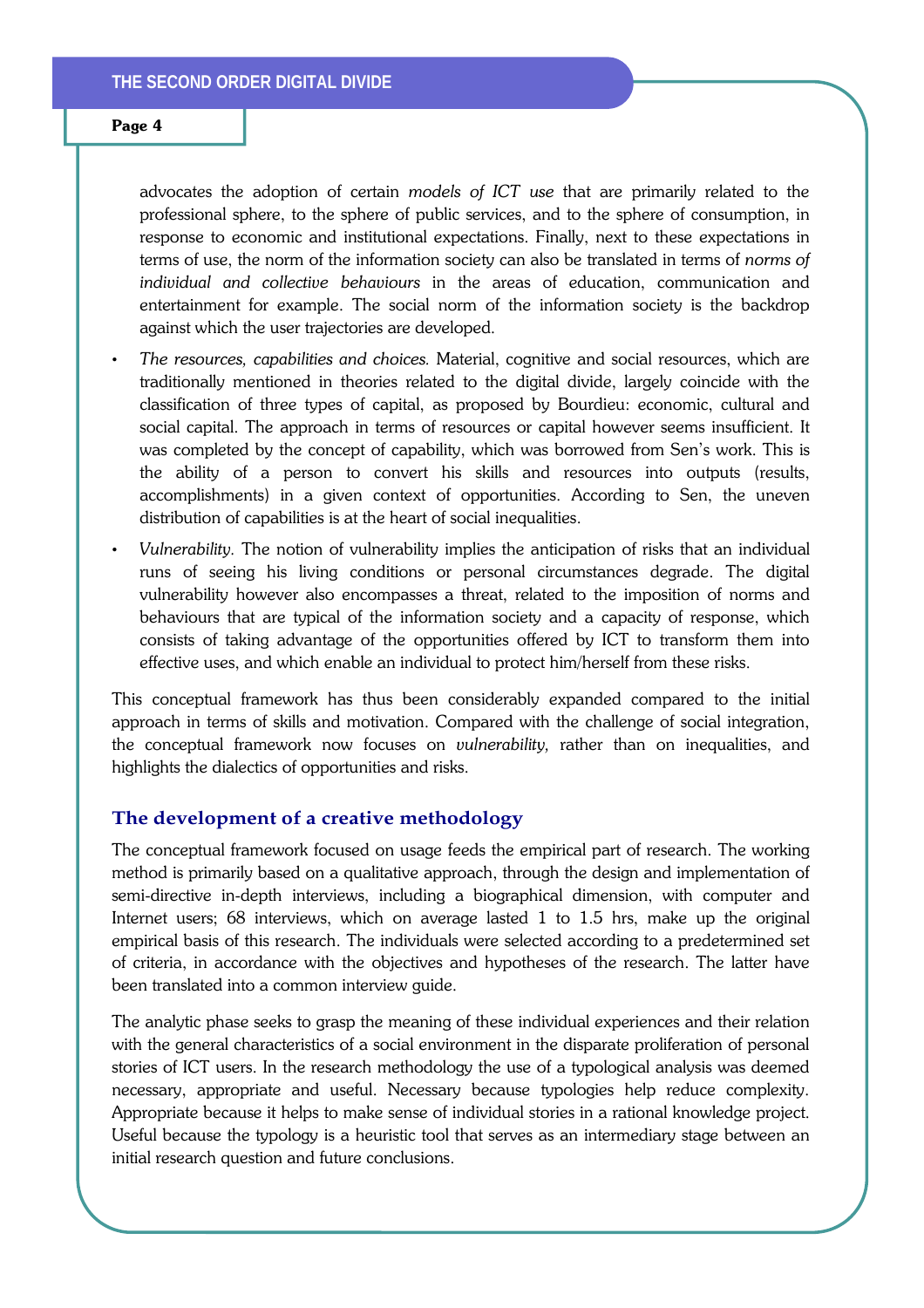advocates the adoption of certain *models of ICT use* that are primarily related to the professional sphere, to the sphere of public services, and to the sphere of consumption, in response to economic and institutional expectations. Finally, next to these expectations in terms of use, the norm of the information society can also be translated in terms of *norms of individual and collective behaviours* in the areas of education, communication and entertainment for example. The social norm of the information society is the backdrop against which the user trajectories are developed.

- *The resources, capabilities and choices.* Material, cognitive and social resources, which are traditionally mentioned in theories related to the digital divide, largely coincide with the classification of three types of capital, as proposed by Bourdieu: economic, cultural and social capital. The approach in terms of resources or capital however seems insufficient. It was completed by the concept of capability, which was borrowed from Sen's work. This is the ability of a person to convert his skills and resources into outputs (results, accomplishments) in a given context of opportunities. According to Sen, the uneven distribution of capabilities is at the heart of social inequalities.
- *Vulnerability.* The notion of vulnerability implies the anticipation of risks that an individual runs of seeing his living conditions or personal circumstances degrade. The digital vulnerability however also encompasses a threat, related to the imposition of norms and behaviours that are typical of the information society and a capacity of response, which consists of taking advantage of the opportunities offered by ICT to transform them into effective uses, and which enable an individual to protect him/herself from these risks.

This conceptual framework has thus been considerably expanded compared to the initial approach in terms of skills and motivation. Compared with the challenge of social integration, the conceptual framework now focuses on *vulnerability,* rather than on inequalities, and highlights the dialectics of opportunities and risks.

## The development of a creative methodology

The conceptual framework focused on usage feeds the empirical part of research. The working method is primarily based on a qualitative approach, through the design and implementation of semi-directive in-depth interviews, including a biographical dimension, with computer and Internet users; 68 interviews, which on average lasted 1 to 1.5 hrs, make up the original empirical basis of this research. The individuals were selected according to a predetermined set of criteria, in accordance with the objectives and hypotheses of the research. The latter have been translated into a common interview guide.

The analytic phase seeks to grasp the meaning of these individual experiences and their relation with the general characteristics of a social environment in the disparate proliferation of personal stories of ICT users. In the research methodology the use of a typological analysis was deemed necessary, appropriate and useful. Necessary because typologies help reduce complexity. Appropriate because it helps to make sense of individual stories in a rational knowledge project. Useful because the typology is a heuristic tool that serves as an intermediary stage between an initial research question and future conclusions.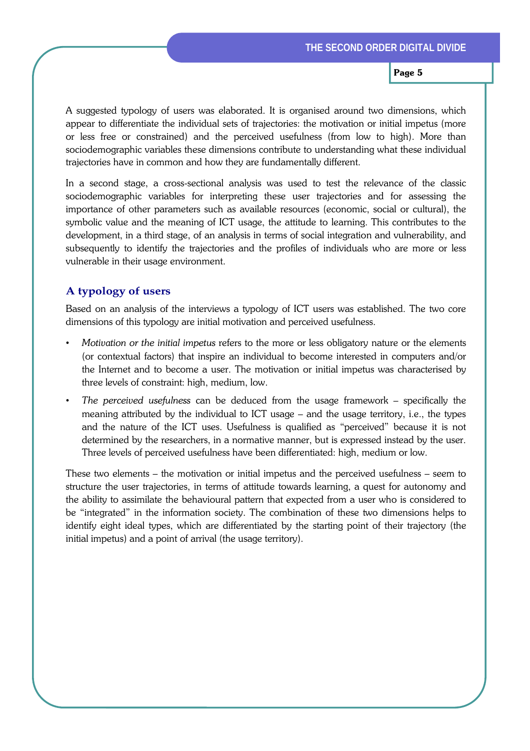A suggested typology of users was elaborated. It is organised around two dimensions, which appear to differentiate the individual sets of trajectories: the motivation or initial impetus (more or less free or constrained) and the perceived usefulness (from low to high). More than sociodemographic variables these dimensions contribute to understanding what these individual trajectories have in common and how they are fundamentally different.

In a second stage, a cross-sectional analysis was used to test the relevance of the classic sociodemographic variables for interpreting these user trajectories and for assessing the importance of other parameters such as available resources (economic, social or cultural), the symbolic value and the meaning of ICT usage, the attitude to learning. This contributes to the development, in a third stage, of an analysis in terms of social integration and vulnerability, and subsequently to identify the trajectories and the profiles of individuals who are more or less vulnerable in their usage environment.

## A typology of users

Based on an analysis of the interviews a typology of ICT users was established. The two core dimensions of this typology are initial motivation and perceived usefulness.

- *Motivation or the initial impetus* refers to the more or less obligatory nature or the elements (or contextual factors) that inspire an individual to become interested in computers and/or the Internet and to become a user. The motivation or initial impetus was characterised by three levels of constraint: high, medium, low.
- *The perceived usefulness* can be deduced from the usage framework – specifically the meaning attributed by the individual to ICT usage – and the usage territory, i.e., the types and the nature of the ICT uses. Usefulness is qualified as "perceived" because it is not determined by the researchers, in a normative manner, but is expressed instead by the user. Three levels of perceived usefulness have been differentiated: high, medium or low.

These two elements – the motivation or initial impetus and the perceived usefulness – seem to structure the user trajectories, in terms of attitude towards learning, a quest for autonomy and the ability to assimilate the behavioural pattern that expected from a user who is considered to be "integrated" in the information society. The combination of these two dimensions helps to identify eight ideal types, which are differentiated by the starting point of their trajectory (the initial impetus) and a point of arrival (the usage territory).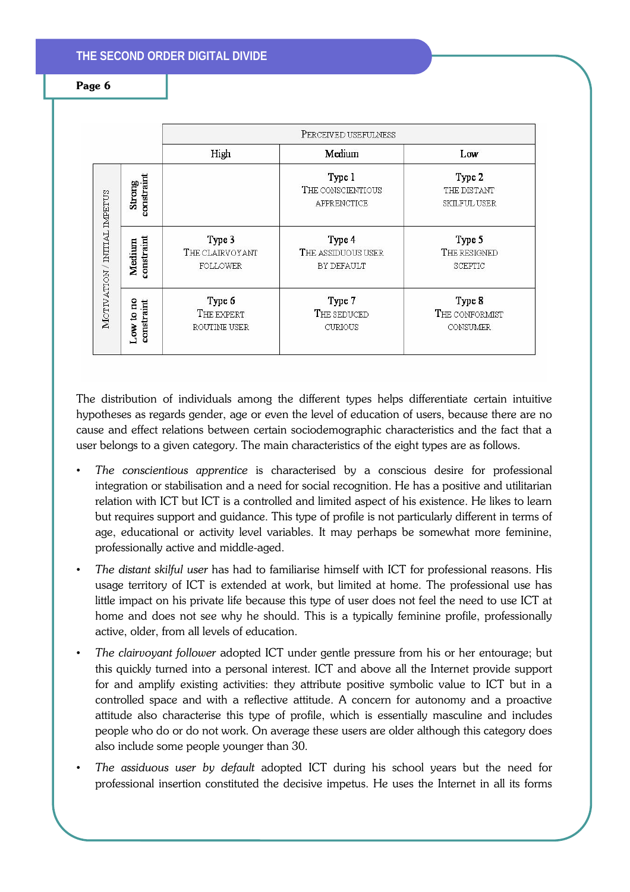| Motivation / Initial Impetus | | Perceived usefulness | | |
|---|---|---|---|---|
| | | High | Medium | Low |
| | Strong constraint | | Type 1<br>The conscientious apprenctice | Type 2<br>The distant skilful user |
| | Medium constraint | Type 3<br>The clairvoyant follower | Type 4<br>The assiduous user by default | Type 5<br>The resigned sceptic |
| | Low to no constraint | Type 6<br>The expert routine user | Type 7<br>The seduced curious | Type 8<br>The conformist consumer |

The distribution of individuals among the different types helps differentiate certain intuitive hypotheses as regards gender, age or even the level of education of users, because there are no cause and effect relations between certain sociodemographic characteristics and the fact that a user belongs to a given category. The main characteristics of the eight types are as follows.

- *The conscientious apprentice* is characterised by a conscious desire for professional integration or stabilisation and a need for social recognition. He has a positive and utilitarian relation with ICT but ICT is a controlled and limited aspect of his existence. He likes to learn but requires support and guidance. This type of profile is not particularly different in terms of age, educational or activity level variables. It may perhaps be somewhat more feminine, professionally active and middle-aged.
- *The distant skilful user* has had to familiarise himself with ICT for professional reasons. His usage territory of ICT is extended at work, but limited at home. The professional use has little impact on his private life because this type of user does not feel the need to use ICT at home and does not see why he should. This is a typically feminine profile, professionally active, older, from all levels of education.
- *The clairvoyant follower* adopted ICT under gentle pressure from his or her entourage; but this quickly turned into a personal interest. ICT and above all the Internet provide support for and amplify existing activities: they attribute positive symbolic value to ICT but in a controlled space and with a reflective attitude. A concern for autonomy and a proactive attitude also characterise this type of profile, which is essentially masculine and includes people who do or do not work. On average these users are older although this category does also include some people younger than 30.
- *The assiduous user by default* adopted ICT during his school years but the need for professional insertion constituted the decisive impetus. He uses the Internet in all its forms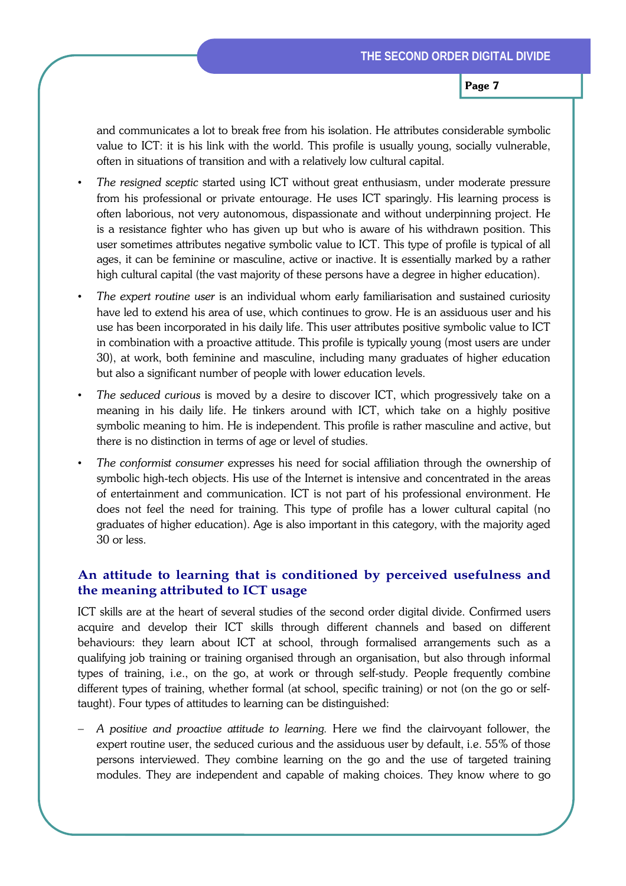and communicates a lot to break free from his isolation. He attributes considerable symbolic value to ICT: it is his link with the world. This profile is usually young, socially vulnerable, often in situations of transition and with a relatively low cultural capital.

- *The resigned sceptic* started using ICT without great enthusiasm, under moderate pressure from his professional or private entourage. He uses ICT sparingly. His learning process is often laborious, not very autonomous, dispassionate and without underpinning project. He is a resistance fighter who has given up but who is aware of his withdrawn position. This user sometimes attributes negative symbolic value to ICT. This type of profile is typical of all ages, it can be feminine or masculine, active or inactive. It is essentially marked by a rather high cultural capital (the vast majority of these persons have a degree in higher education).
- *The expert routine user* is an individual whom early familiarisation and sustained curiosity have led to extend his area of use, which continues to grow. He is an assiduous user and his use has been incorporated in his daily life. This user attributes positive symbolic value to ICT in combination with a proactive attitude. This profile is typically young (most users are under 30), at work, both feminine and masculine, including many graduates of higher education but also a significant number of people with lower education levels.
- *The seduced curious* is moved by a desire to discover ICT, which progressively take on a meaning in his daily life. He tinkers around with ICT, which take on a highly positive symbolic meaning to him. He is independent. This profile is rather masculine and active, but there is no distinction in terms of age or level of studies.
- *The conformist consumer* expresses his need for social affiliation through the ownership of symbolic high-tech objects. His use of the Internet is intensive and concentrated in the areas of entertainment and communication. ICT is not part of his professional environment. He does not feel the need for training. This type of profile has a lower cultural capital (no graduates of higher education). Age is also important in this category, with the majority aged 30 or less.

### An attitude to learning that is conditioned by perceived usefulness and the meaning attributed to ICT usage

ICT skills are at the heart of several studies of the second order digital divide. Confirmed users acquire and develop their ICT skills through different channels and based on different behaviours: they learn about ICT at school, through formalised arrangements such as a qualifying job training or training organised through an organisation, but also through informal types of training, i.e., on the go, at work or through self-study. People frequently combine different types of training, whether formal (at school, specific training) or not (on the go or self-taught). Four types of attitudes to learning can be distinguished:

- *A positive and proactive attitude to learning.* Here we find the clairvoyant follower, the expert routine user, the seduced curious and the assiduous user by default, i.e. 55% of those persons interviewed. They combine learning on the go and the use of targeted training modules. They are independent and capable of making choices. They know where to go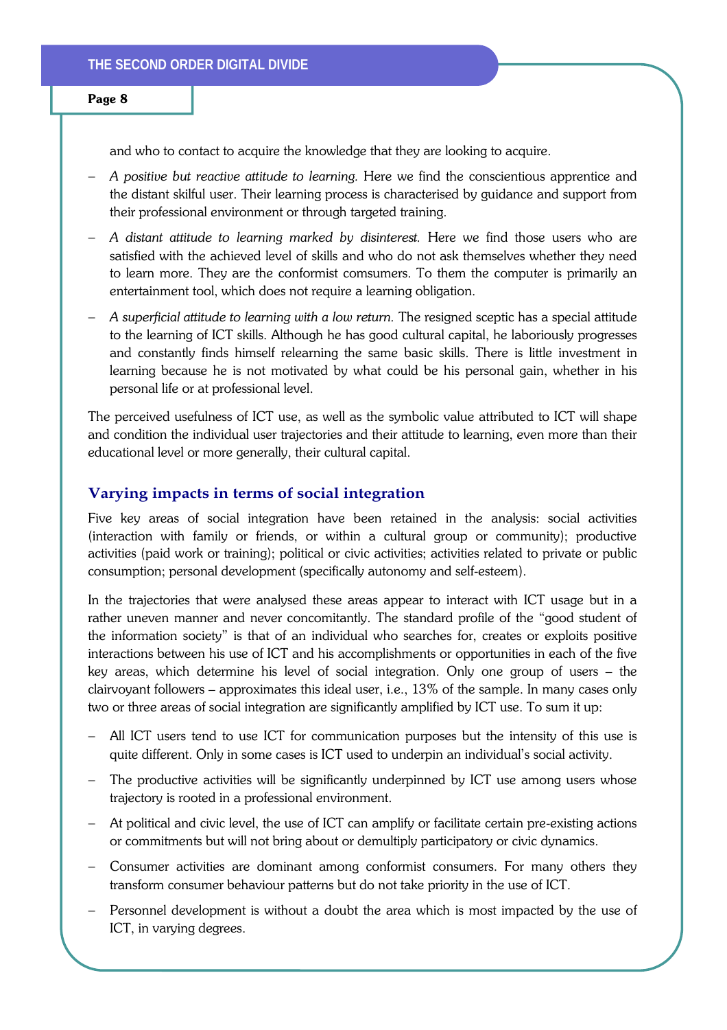and who to contact to acquire the knowledge that they are looking to acquire.

- *A positive but reactive attitude to learning.* Here we find the conscientious apprentice and the distant skilful user. Their learning process is characterised by guidance and support from their professional environment or through targeted training.
- *A distant attitude to learning marked by disinterest.* Here we find those users who are satisfied with the achieved level of skills and who do not ask themselves whether they need to learn more. They are the conformist comsumers. To them the computer is primarily an entertainment tool, which does not require a learning obligation.
- *A superficial attitude to learning with a low return.* The resigned sceptic has a special attitude to the learning of ICT skills. Although he has good cultural capital, he laboriously progresses and constantly finds himself relearning the same basic skills. There is little investment in learning because he is not motivated by what could be his personal gain, whether in his personal life or at professional level.

The perceived usefulness of ICT use, as well as the symbolic value attributed to ICT will shape and condition the individual user trajectories and their attitude to learning, even more than their educational level or more generally, their cultural capital.

## Varying impacts in terms of social integration

Five key areas of social integration have been retained in the analysis: social activities (interaction with family or friends, or within a cultural group or community); productive activities (paid work or training); political or civic activities; activities related to private or public consumption; personal development (specifically autonomy and self-esteem).

In the trajectories that were analysed these areas appear to interact with ICT usage but in a rather uneven manner and never concomitantly. The standard profile of the "good student of the information society" is that of an individual who searches for, creates or exploits positive interactions between his use of ICT and his accomplishments or opportunities in each of the five key areas, which determine his level of social integration. Only one group of users – the clairvoyant followers – approximates this ideal user, i.e., 13% of the sample. In many cases only two or three areas of social integration are significantly amplified by ICT use. To sum it up:

- All ICT users tend to use ICT for communication purposes but the intensity of this use is quite different. Only in some cases is ICT used to underpin an individual's social activity.
- The productive activities will be significantly underpinned by ICT use among users whose trajectory is rooted in a professional environment.
- At political and civic level, the use of ICT can amplify or facilitate certain pre-existing actions or commitments but will not bring about or demultiply participatory or civic dynamics.
- Consumer activities are dominant among conformist consumers. For many others they transform consumer behaviour patterns but do not take priority in the use of ICT.
- Personnel development is without a doubt the area which is most impacted by the use of ICT, in varying degrees.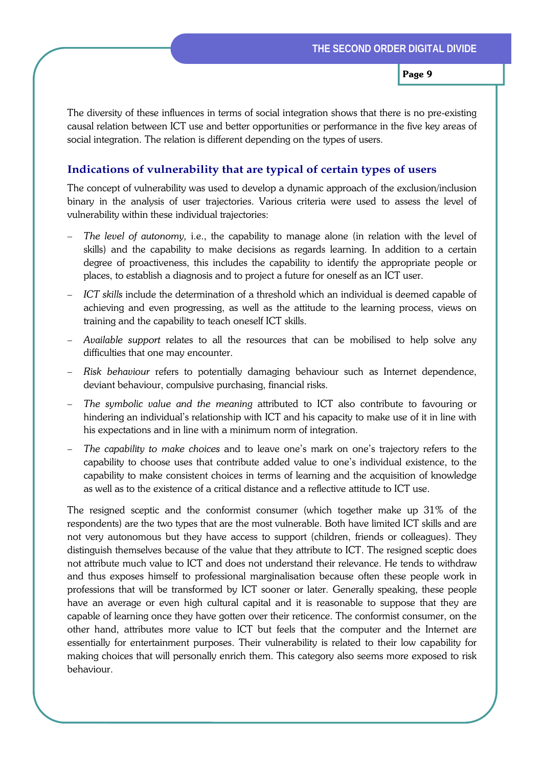The diversity of these influences in terms of social integration shows that there is no pre-existing causal relation between ICT use and better opportunities or performance in the five key areas of social integration. The relation is different depending on the types of users.

### Indications of vulnerability that are typical of certain types of users

The concept of vulnerability was used to develop a dynamic approach of the exclusion/inclusion binary in the analysis of user trajectories. Various criteria were used to assess the level of vulnerability within these individual trajectories:

- *The level of autonomy,* i.e., the capability to manage alone (in relation with the level of skills) and the capability to make decisions as regards learning. In addition to a certain degree of proactiveness, this includes the capability to identify the appropriate people or places, to establish a diagnosis and to project a future for oneself as an ICT user.
- *ICT skills* include the determination of a threshold which an individual is deemed capable of achieving and even progressing, as well as the attitude to the learning process, views on training and the capability to teach oneself ICT skills.
- *Available support* relates to all the resources that can be mobilised to help solve any difficulties that one may encounter.
- *Risk behaviour* refers to potentially damaging behaviour such as Internet dependence, deviant behaviour, compulsive purchasing, financial risks.
- *The symbolic value and the meaning* attributed to ICT also contribute to favouring or hindering an individual's relationship with ICT and his capacity to make use of it in line with his expectations and in line with a minimum norm of integration.
- *The capability to make choices* and to leave one's mark on one's trajectory refers to the capability to choose uses that contribute added value to one's individual existence, to the capability to make consistent choices in terms of learning and the acquisition of knowledge as well as to the existence of a critical distance and a reflective attitude to ICT use.

The resigned sceptic and the conformist consumer (which together make up 31% of the respondents) are the two types that are the most vulnerable. Both have limited ICT skills and are not very autonomous but they have access to support (children, friends or colleagues). They distinguish themselves because of the value that they attribute to ICT. The resigned sceptic does not attribute much value to ICT and does not understand their relevance. He tends to withdraw and thus exposes himself to professional marginalisation because often these people work in professions that will be transformed by ICT sooner or later. Generally speaking, these people have an average or even high cultural capital and it is reasonable to suppose that they are capable of learning once they have gotten over their reticence. The conformist consumer, on the other hand, attributes more value to ICT but feels that the computer and the Internet are essentially for entertainment purposes. Their vulnerability is related to their low capability for making choices that will personally enrich them. This category also seems more exposed to risk behaviour.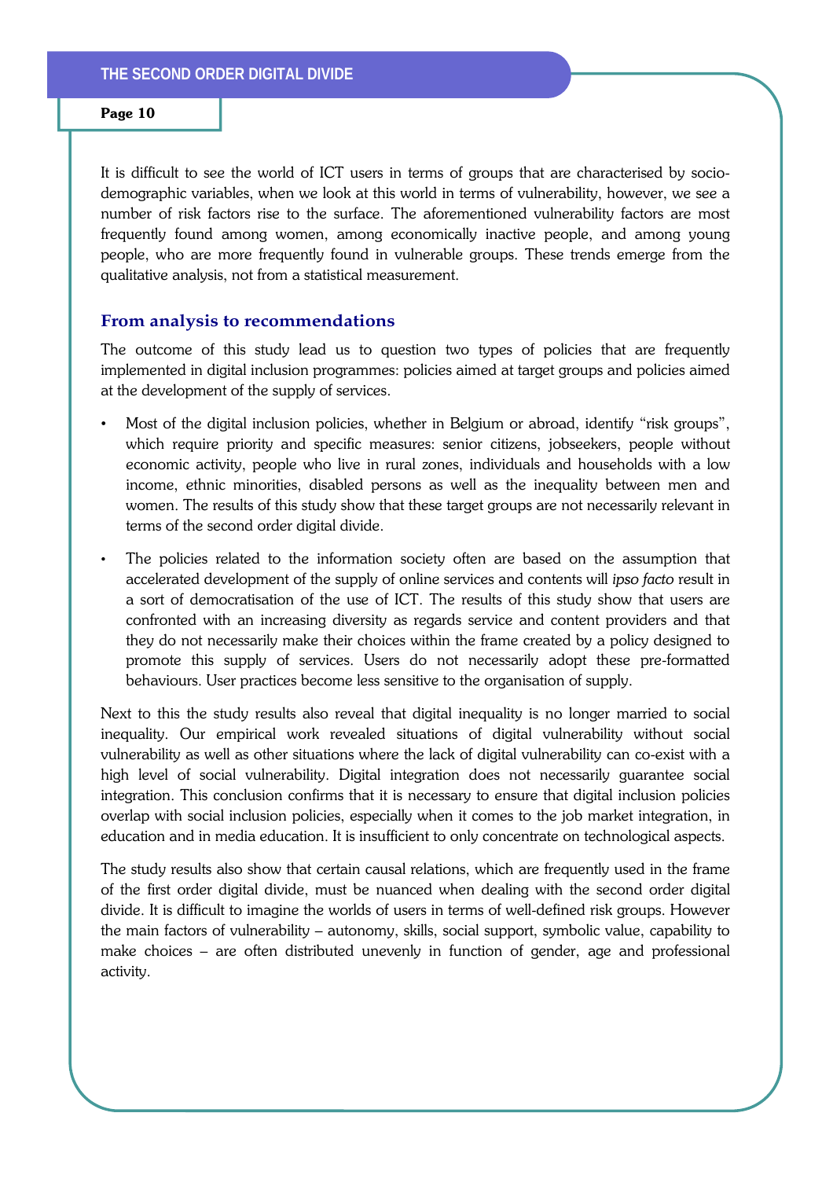It is difficult to see the world of ICT users in terms of groups that are characterised by socio-demographic variables, when we look at this world in terms of vulnerability, however, we see a number of risk factors rise to the surface. The aforementioned vulnerability factors are most frequently found among women, among economically inactive people, and among young people, who are more frequently found in vulnerable groups. These trends emerge from the qualitative analysis, not from a statistical measurement.

## From analysis to recommendations

The outcome of this study lead us to question two types of policies that are frequently implemented in digital inclusion programmes: policies aimed at target groups and policies aimed at the development of the supply of services.

- Most of the digital inclusion policies, whether in Belgium or abroad, identify "risk groups", which require priority and specific measures: senior citizens, jobseekers, people without economic activity, people who live in rural zones, individuals and households with a low income, ethnic minorities, disabled persons as well as the inequality between men and women. The results of this study show that these target groups are not necessarily relevant in terms of the second order digital divide.
- The policies related to the information society often are based on the assumption that accelerated development of the supply of online services and contents will *ipso facto* result in a sort of democratisation of the use of ICT. The results of this study show that users are confronted with an increasing diversity as regards service and content providers and that they do not necessarily make their choices within the frame created by a policy designed to promote this supply of services. Users do not necessarily adopt these pre-formatted behaviours. User practices become less sensitive to the organisation of supply.

Next to this the study results also reveal that digital inequality is no longer married to social inequality. Our empirical work revealed situations of digital vulnerability without social vulnerability as well as other situations where the lack of digital vulnerability can co-exist with a high level of social vulnerability. Digital integration does not necessarily guarantee social integration. This conclusion confirms that it is necessary to ensure that digital inclusion policies overlap with social inclusion policies, especially when it comes to the job market integration, in education and in media education. It is insufficient to only concentrate on technological aspects.

The study results also show that certain causal relations, which are frequently used in the frame of the first order digital divide, must be nuanced when dealing with the second order digital divide. It is difficult to imagine the worlds of users in terms of well-defined risk groups. However the main factors of vulnerability – autonomy, skills, social support, symbolic value, capability to make choices – are often distributed unevenly in function of gender, age and professional activity.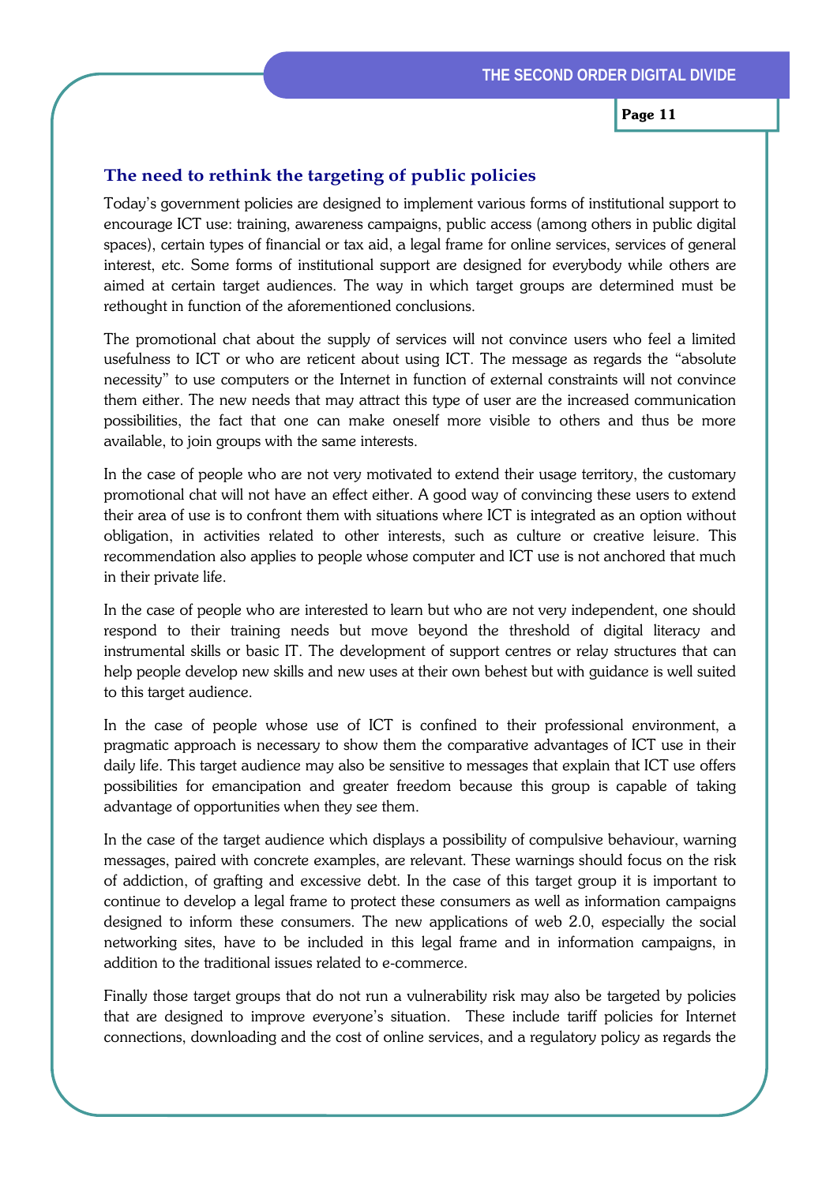## The need to rethink the targeting of public policies

Today's government policies are designed to implement various forms of institutional support to encourage ICT use: training, awareness campaigns, public access (among others in public digital spaces), certain types of financial or tax aid, a legal frame for online services, services of general interest, etc. Some forms of institutional support are designed for everybody while others are aimed at certain target audiences. The way in which target groups are determined must be rethought in function of the aforementioned conclusions.

The promotional chat about the supply of services will not convince users who feel a limited usefulness to ICT or who are reticent about using ICT. The message as regards the "absolute necessity" to use computers or the Internet in function of external constraints will not convince them either. The new needs that may attract this type of user are the increased communication possibilities, the fact that one can make oneself more visible to others and thus be more available, to join groups with the same interests.

In the case of people who are not very motivated to extend their usage territory, the customary promotional chat will not have an effect either. A good way of convincing these users to extend their area of use is to confront them with situations where ICT is integrated as an option without obligation, in activities related to other interests, such as culture or creative leisure. This recommendation also applies to people whose computer and ICT use is not anchored that much in their private life.

In the case of people who are interested to learn but who are not very independent, one should respond to their training needs but move beyond the threshold of digital literacy and instrumental skills or basic IT. The development of support centres or relay structures that can help people develop new skills and new uses at their own behest but with guidance is well suited to this target audience.

In the case of people whose use of ICT is confined to their professional environment, a pragmatic approach is necessary to show them the comparative advantages of ICT use in their daily life. This target audience may also be sensitive to messages that explain that ICT use offers possibilities for emancipation and greater freedom because this group is capable of taking advantage of opportunities when they see them.

In the case of the target audience which displays a possibility of compulsive behaviour, warning messages, paired with concrete examples, are relevant. These warnings should focus on the risk of addiction, of grafting and excessive debt. In the case of this target group it is important to continue to develop a legal frame to protect these consumers as well as information campaigns designed to inform these consumers. The new applications of web 2.0, especially the social networking sites, have to be included in this legal frame and in information campaigns, in addition to the traditional issues related to e-commerce.

Finally those target groups that do not run a vulnerability risk may also be targeted by policies that are designed to improve everyone's situation. These include tariff policies for Internet connections, downloading and the cost of online services, and a regulatory policy as regards the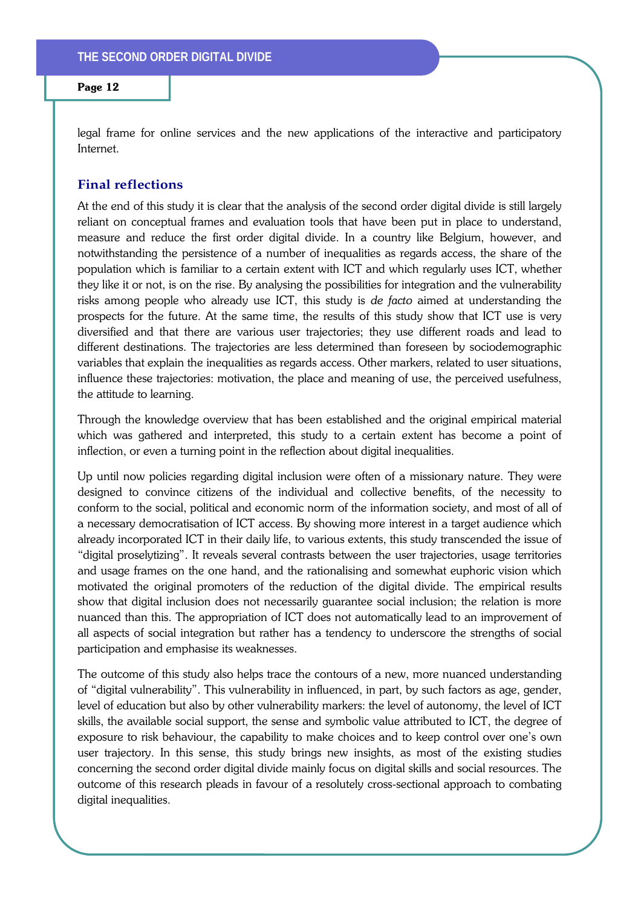legal frame for online services and the new applications of the interactive and participatory Internet.

## Final reflections

At the end of this study it is clear that the analysis of the second order digital divide is still largely reliant on conceptual frames and evaluation tools that have been put in place to understand, measure and reduce the first order digital divide. In a country like Belgium, however, and notwithstanding the persistence of a number of inequalities as regards access, the share of the population which is familiar to a certain extent with ICT and which regularly uses ICT, whether they like it or not, is on the rise. By analysing the possibilities for integration and the vulnerability risks among people who already use ICT, this study is *de facto* aimed at understanding the prospects for the future. At the same time, the results of this study show that ICT use is very diversified and that there are various user trajectories; they use different roads and lead to different destinations. The trajectories are less determined than foreseen by sociodemographic variables that explain the inequalities as regards access. Other markers, related to user situations, influence these trajectories: motivation, the place and meaning of use, the perceived usefulness, the attitude to learning.

Through the knowledge overview that has been established and the original empirical material which was gathered and interpreted, this study to a certain extent has become a point of inflection, or even a turning point in the reflection about digital inequalities.

Up until now policies regarding digital inclusion were often of a missionary nature. They were designed to convince citizens of the individual and collective benefits, of the necessity to conform to the social, political and economic norm of the information society, and most of all of a necessary democratisation of ICT access. By showing more interest in a target audience which already incorporated ICT in their daily life, to various extents, this study transcended the issue of "digital proselytizing". It reveals several contrasts between the user trajectories, usage territories and usage frames on the one hand, and the rationalising and somewhat euphoric vision which motivated the original promoters of the reduction of the digital divide. The empirical results show that digital inclusion does not necessarily guarantee social inclusion; the relation is more nuanced than this. The appropriation of ICT does not automatically lead to an improvement of all aspects of social integration but rather has a tendency to underscore the strengths of social participation and emphasise its weaknesses.

The outcome of this study also helps trace the contours of a new, more nuanced understanding of "digital vulnerability". This vulnerability in influenced, in part, by such factors as age, gender, level of education but also by other vulnerability markers: the level of autonomy, the level of ICT skills, the available social support, the sense and symbolic value attributed to ICT, the degree of exposure to risk behaviour, the capability to make choices and to keep control over one's own user trajectory. In this sense, this study brings new insights, as most of the existing studies concerning the second order digital divide mainly focus on digital skills and social resources. The outcome of this research pleads in favour of a resolutely cross-sectional approach to combating digital inequalities.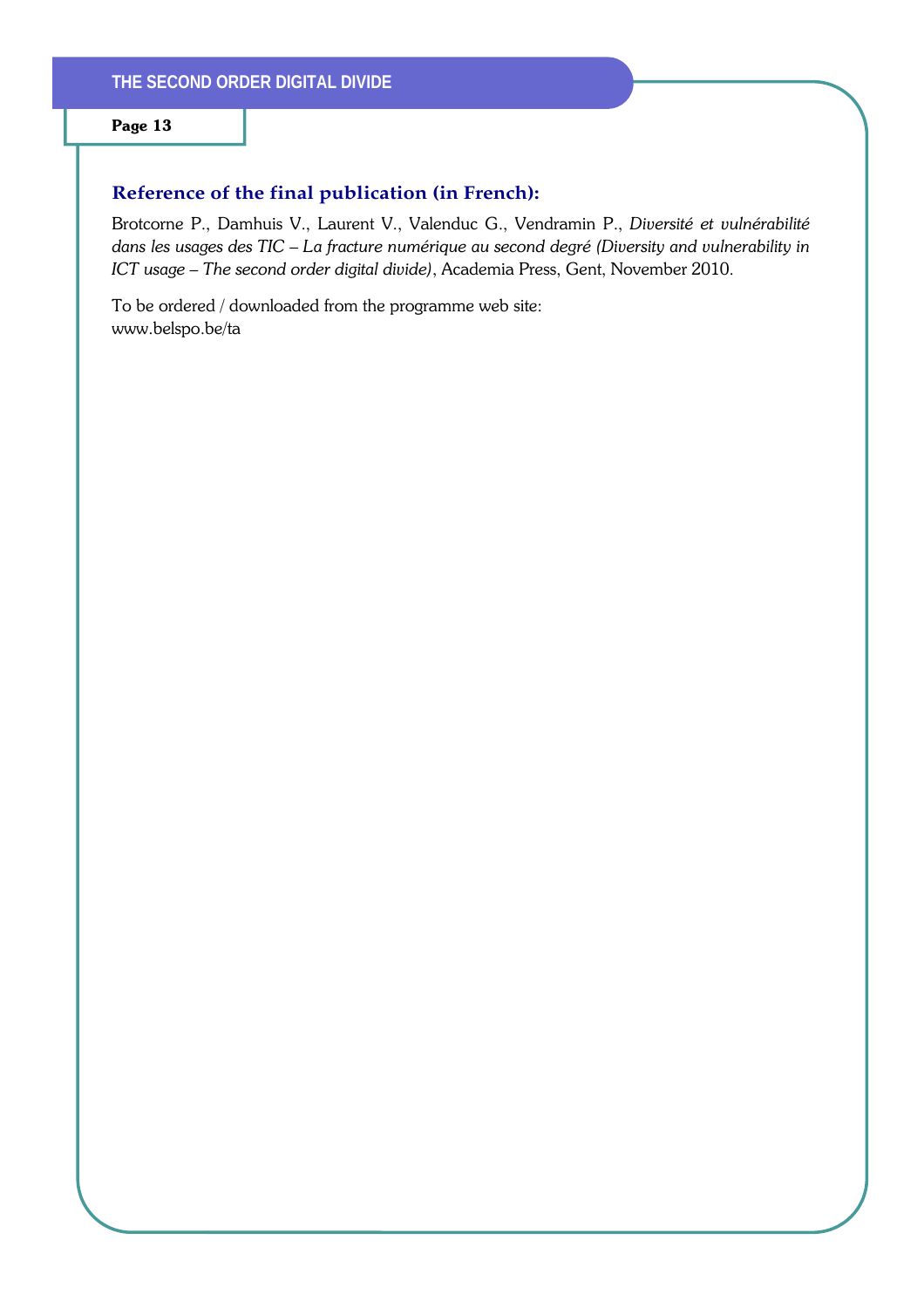### Reference of the final publication (in French):

Brotcorne P., Damhuis V., Laurent V., Valenduc G., Vendramin P., *Diversité et vulnérabilité dans les usages des TIC – La fracture numérique au second degré (Diversity and vulnerability in ICT usage – The second order digital divide)*, Academia Press, Gent, November 2010.

To be ordered / downloaded from the programme web site:
www.belspo.be/ta